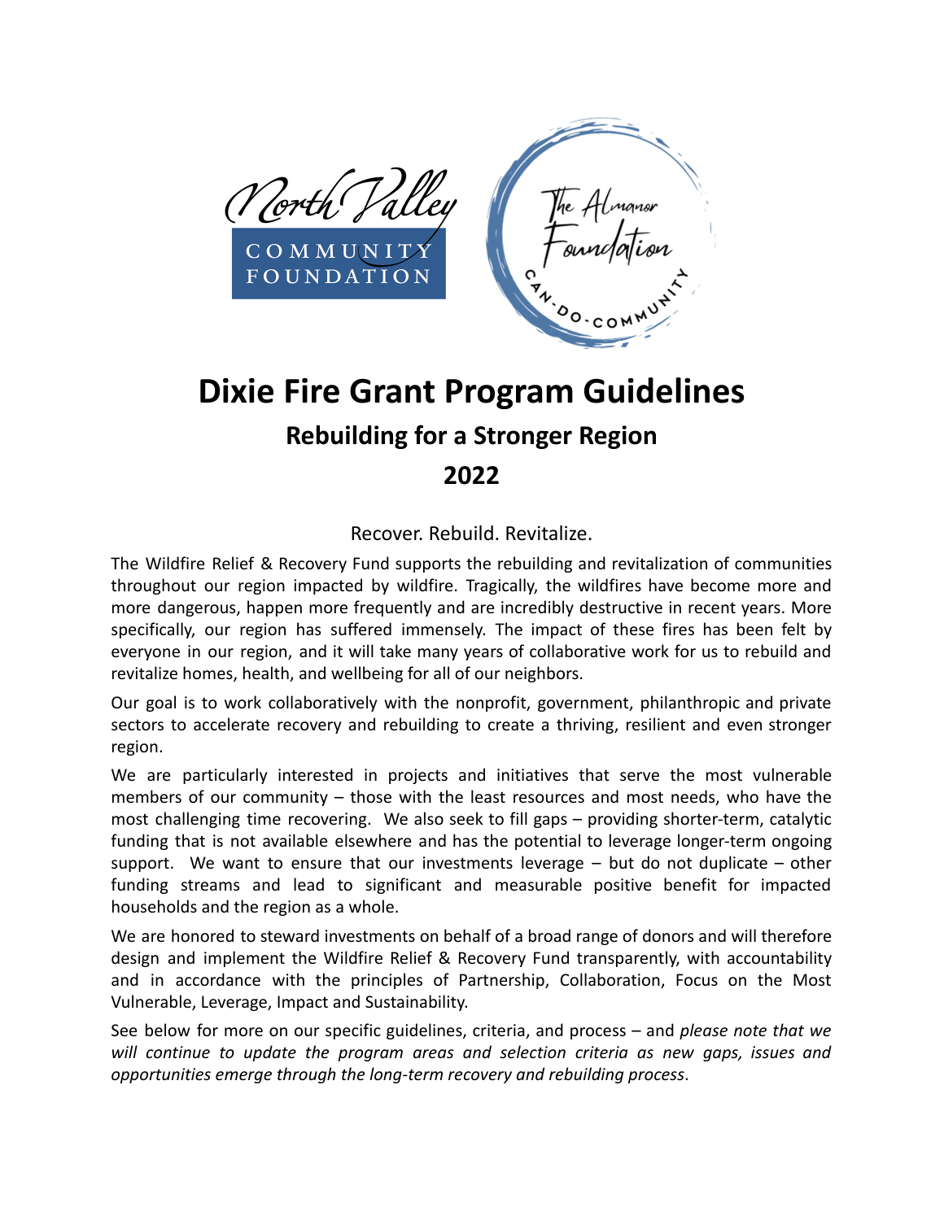# Dixie Fire Grant Program Guidelines

## Rebuilding for a Stronger Region

## 2022

Recover. Rebuild. Revitalize.

The Wildfire Relief & Recovery Fund supports the rebuilding and revitalization of communities throughout our region impacted by wildfire. Tragically, the wildfires have become more and more dangerous, happen more frequently and are incredibly destructive in recent years. More specifically, our region has suffered immensely. The impact of these fires has been felt by everyone in our region, and it will take many years of collaborative work for us to rebuild and revitalize homes, health, and wellbeing for all of our neighbors.

Our goal is to work collaboratively with the nonprofit, government, philanthropic and private sectors to accelerate recovery and rebuilding to create a thriving, resilient and even stronger region.

We are particularly interested in projects and initiatives that serve the most vulnerable members of our community – those with the least resources and most needs, who have the most challenging time recovering. We also seek to fill gaps – providing shorter-term, catalytic funding that is not available elsewhere and has the potential to leverage longer-term ongoing support. We want to ensure that our investments leverage – but do not duplicate – other funding streams and lead to significant and measurable positive benefit for impacted households and the region as a whole.

We are honored to steward investments on behalf of a broad range of donors and will therefore design and implement the Wildfire Relief & Recovery Fund transparently, with accountability and in accordance with the principles of Partnership, Collaboration, Focus on the Most Vulnerable, Leverage, Impact and Sustainability.

See below for more on our specific guidelines, criteria, and process – and *please note that we will continue to update the program areas and selection criteria as new gaps, issues and opportunities emerge through the long-term recovery and rebuilding process*.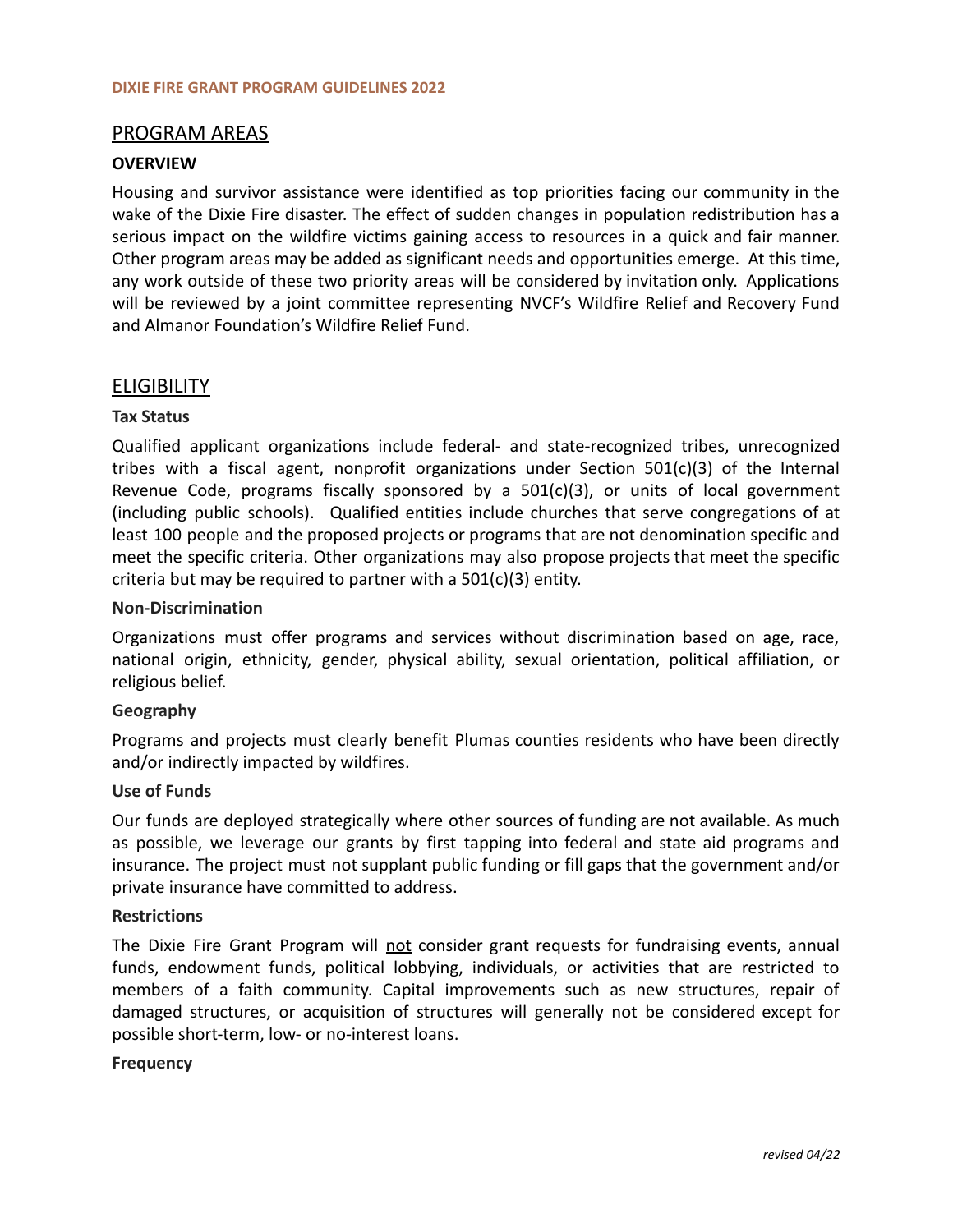## PROGRAM AREAS

### OVERVIEW

Housing and survivor assistance were identified as top priorities facing our community in the wake of the Dixie Fire disaster. The effect of sudden changes in population redistribution has a serious impact on the wildfire victims gaining access to resources in a quick and fair manner. Other program areas may be added as significant needs and opportunities emerge. At this time, any work outside of these two priority areas will be considered by invitation only. Applications will be reviewed by a joint committee representing NVCF's Wildfire Relief and Recovery Fund and Almanor Foundation's Wildfire Relief Fund.

## ELIGIBILITY

### Tax Status

Qualified applicant organizations include federal- and state-recognized tribes, unrecognized tribes with a fiscal agent, nonprofit organizations under Section 501(c)(3) of the Internal Revenue Code, programs fiscally sponsored by a 501(c)(3), or units of local government (including public schools). Qualified entities include churches that serve congregations of at least 100 people and the proposed projects or programs that are not denomination specific and meet the specific criteria. Other organizations may also propose projects that meet the specific criteria but may be required to partner with a 501(c)(3) entity.

### Non-Discrimination

Organizations must offer programs and services without discrimination based on age, race, national origin, ethnicity, gender, physical ability, sexual orientation, political affiliation, or religious belief.

### Geography

Programs and projects must clearly benefit Plumas counties residents who have been directly and/or indirectly impacted by wildfires.

### Use of Funds

Our funds are deployed strategically where other sources of funding are not available. As much as possible, we leverage our grants by first tapping into federal and state aid programs and insurance. The project must not supplant public funding or fill gaps that the government and/or private insurance have committed to address.

### Restrictions

The Dixie Fire Grant Program will not consider grant requests for fundraising events, annual funds, endowment funds, political lobbying, individuals, or activities that are restricted to members of a faith community. Capital improvements such as new structures, repair of damaged structures, or acquisition of structures will generally not be considered except for possible short-term, low- or no-interest loans.

### Frequency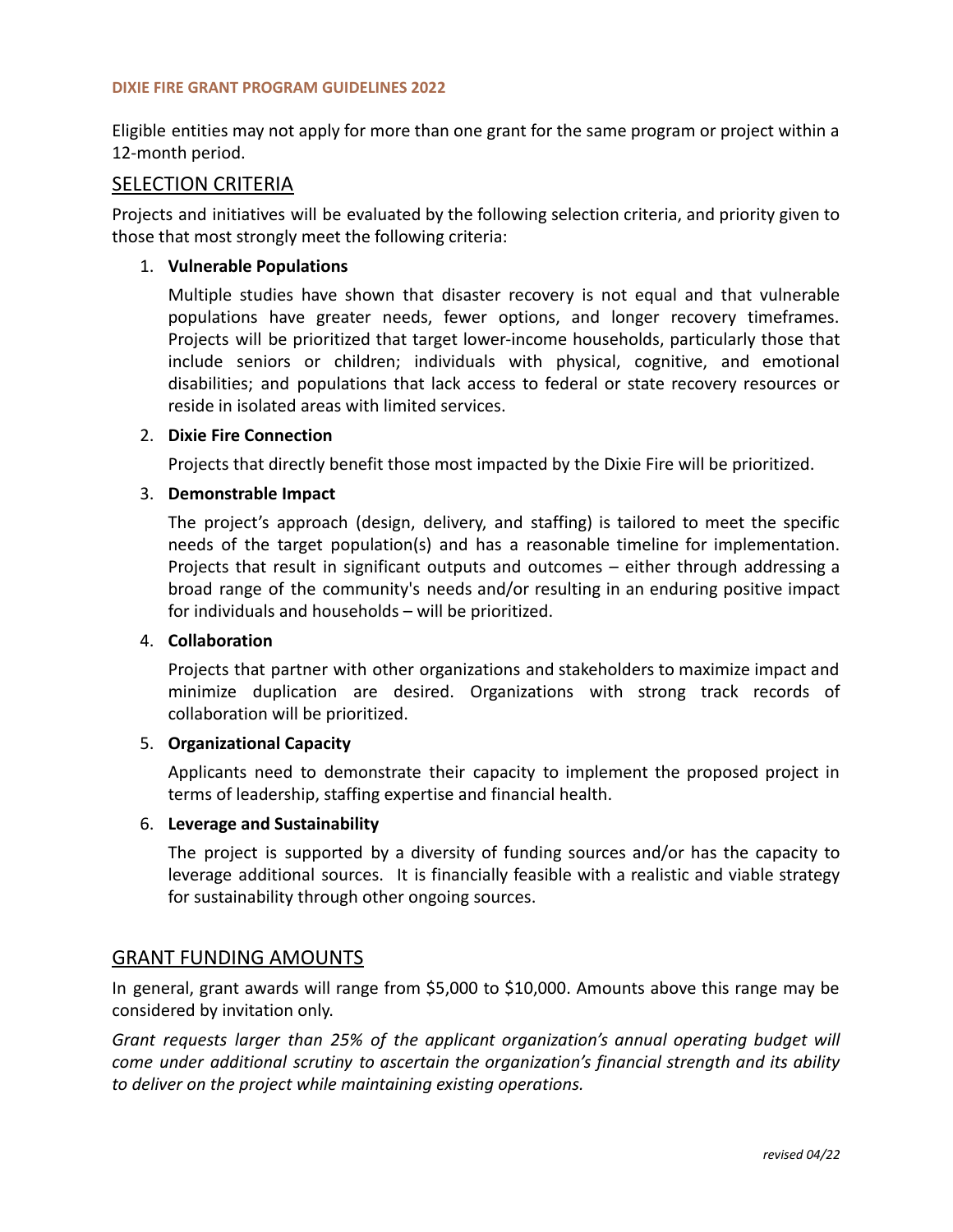Eligible entities may not apply for more than one grant for the same program or project within a 12-month period.

## SELECTION CRITERIA

Projects and initiatives will be evaluated by the following selection criteria, and priority given to those that most strongly meet the following criteria:

1. **Vulnerable Populations**

   Multiple studies have shown that disaster recovery is not equal and that vulnerable populations have greater needs, fewer options, and longer recovery timeframes. Projects will be prioritized that target lower-income households, particularly those that include seniors or children; individuals with physical, cognitive, and emotional disabilities; and populations that lack access to federal or state recovery resources or reside in isolated areas with limited services.

2. **Dixie Fire Connection**

   Projects that directly benefit those most impacted by the Dixie Fire will be prioritized.

3. **Demonstrable Impact**

   The project's approach (design, delivery, and staffing) is tailored to meet the specific needs of the target population(s) and has a reasonable timeline for implementation. Projects that result in significant outputs and outcomes – either through addressing a broad range of the community's needs and/or resulting in an enduring positive impact for individuals and households – will be prioritized.

4. **Collaboration**

   Projects that partner with other organizations and stakeholders to maximize impact and minimize duplication are desired. Organizations with strong track records of collaboration will be prioritized.

5. **Organizational Capacity**

   Applicants need to demonstrate their capacity to implement the proposed project in terms of leadership, staffing expertise and financial health.

6. **Leverage and Sustainability**

   The project is supported by a diversity of funding sources and/or has the capacity to leverage additional sources. It is financially feasible with a realistic and viable strategy for sustainability through other ongoing sources.

## GRANT FUNDING AMOUNTS

In general, grant awards will range from $5,000 to $10,000. Amounts above this range may be considered by invitation only.

*Grant requests larger than 25% of the applicant organization's annual operating budget will come under additional scrutiny to ascertain the organization's financial strength and its ability to deliver on the project while maintaining existing operations.*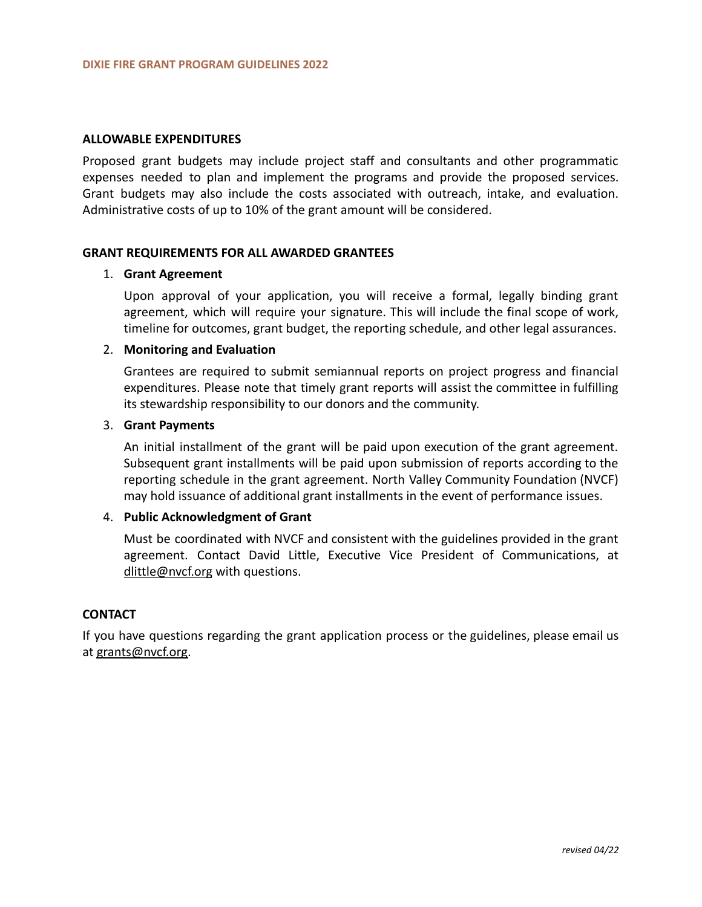## ALLOWABLE EXPENDITURES

Proposed grant budgets may include project staff and consultants and other programmatic expenses needed to plan and implement the programs and provide the proposed services. Grant budgets may also include the costs associated with outreach, intake, and evaluation. Administrative costs of up to 10% of the grant amount will be considered.

## GRANT REQUIREMENTS FOR ALL AWARDED GRANTEES

1. **Grant Agreement**

   Upon approval of your application, you will receive a formal, legally binding grant agreement, which will require your signature. This will include the final scope of work, timeline for outcomes, grant budget, the reporting schedule, and other legal assurances.

2. **Monitoring and Evaluation**

   Grantees are required to submit semiannual reports on project progress and financial expenditures. Please note that timely grant reports will assist the committee in fulfilling its stewardship responsibility to our donors and the community.

3. **Grant Payments**

   An initial installment of the grant will be paid upon execution of the grant agreement. Subsequent grant installments will be paid upon submission of reports according to the reporting schedule in the grant agreement. North Valley Community Foundation (NVCF) may hold issuance of additional grant installments in the event of performance issues.

4. **Public Acknowledgment of Grant**

   Must be coordinated with NVCF and consistent with the guidelines provided in the grant agreement. Contact David Little, Executive Vice President of Communications, at dlittle@nvcf.org with questions.

## CONTACT

If you have questions regarding the grant application process or the guidelines, please email us at grants@nvcf.org.

*revised 04/22*